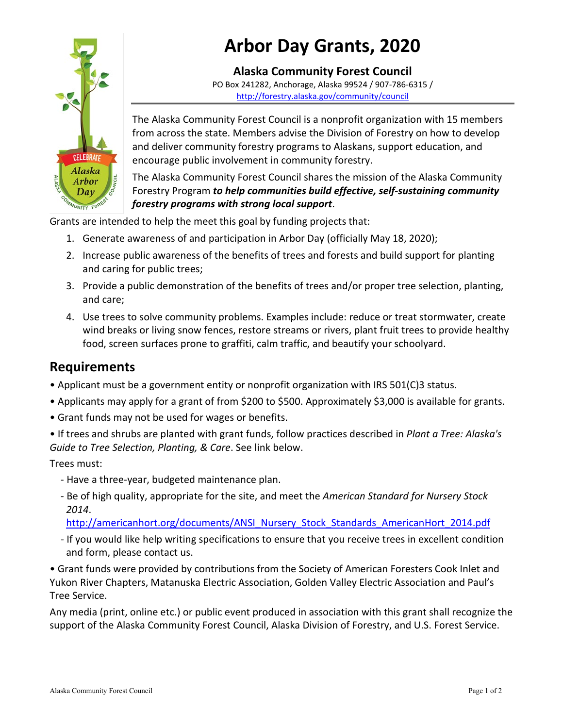# Arbor Day Grants, 2020

**Alaska Community Forest Council**

PO Box 241282, Anchorage, Alaska 99524 / 907-786-6315 /
http://forestry.alaska.gov/community/council

The Alaska Community Forest Council is a nonprofit organization with 15 members from across the state. Members advise the Division of Forestry on how to develop and deliver community forestry programs to Alaskans, support education, and encourage public involvement in community forestry.

The Alaska Community Forest Council shares the mission of the Alaska Community Forestry Program ***to help communities build effective, self-sustaining community forestry programs with strong local support***.

Grants are intended to help the meet this goal by funding projects that:

1. Generate awareness of and participation in Arbor Day (officially May 18, 2020);
2. Increase public awareness of the benefits of trees and forests and build support for planting and caring for public trees;
3. Provide a public demonstration of the benefits of trees and/or proper tree selection, planting, and care;
4. Use trees to solve community problems. Examples include: reduce or treat stormwater, create wind breaks or living snow fences, restore streams or rivers, plant fruit trees to provide healthy food, screen surfaces prone to graffiti, calm traffic, and beautify your schoolyard.

## Requirements

- Applicant must be a government entity or nonprofit organization with IRS 501(C)3 status.
- Applicants may apply for a grant of from $200 to $500. Approximately $3,000 is available for grants.
- Grant funds may not be used for wages or benefits.
- If trees and shrubs are planted with grant funds, follow practices described in *Plant a Tree: Alaska's Guide to Tree Selection, Planting, & Care*. See link below.

Trees must:

- Have a three-year, budgeted maintenance plan.
- Be of high quality, appropriate for the site, and meet the *American Standard for Nursery Stock 2014*. http://americanhort.org/documents/ANSI_Nursery_Stock_Standards_AmericanHort_2014.pdf
- If you would like help writing specifications to ensure that you receive trees in excellent condition and form, please contact us.

- Grant funds were provided by contributions from the Society of American Foresters Cook Inlet and Yukon River Chapters, Matanuska Electric Association, Golden Valley Electric Association and Paul's Tree Service.

Any media (print, online etc.) or public event produced in association with this grant shall recognize the support of the Alaska Community Forest Council, Alaska Division of Forestry, and U.S. Forest Service.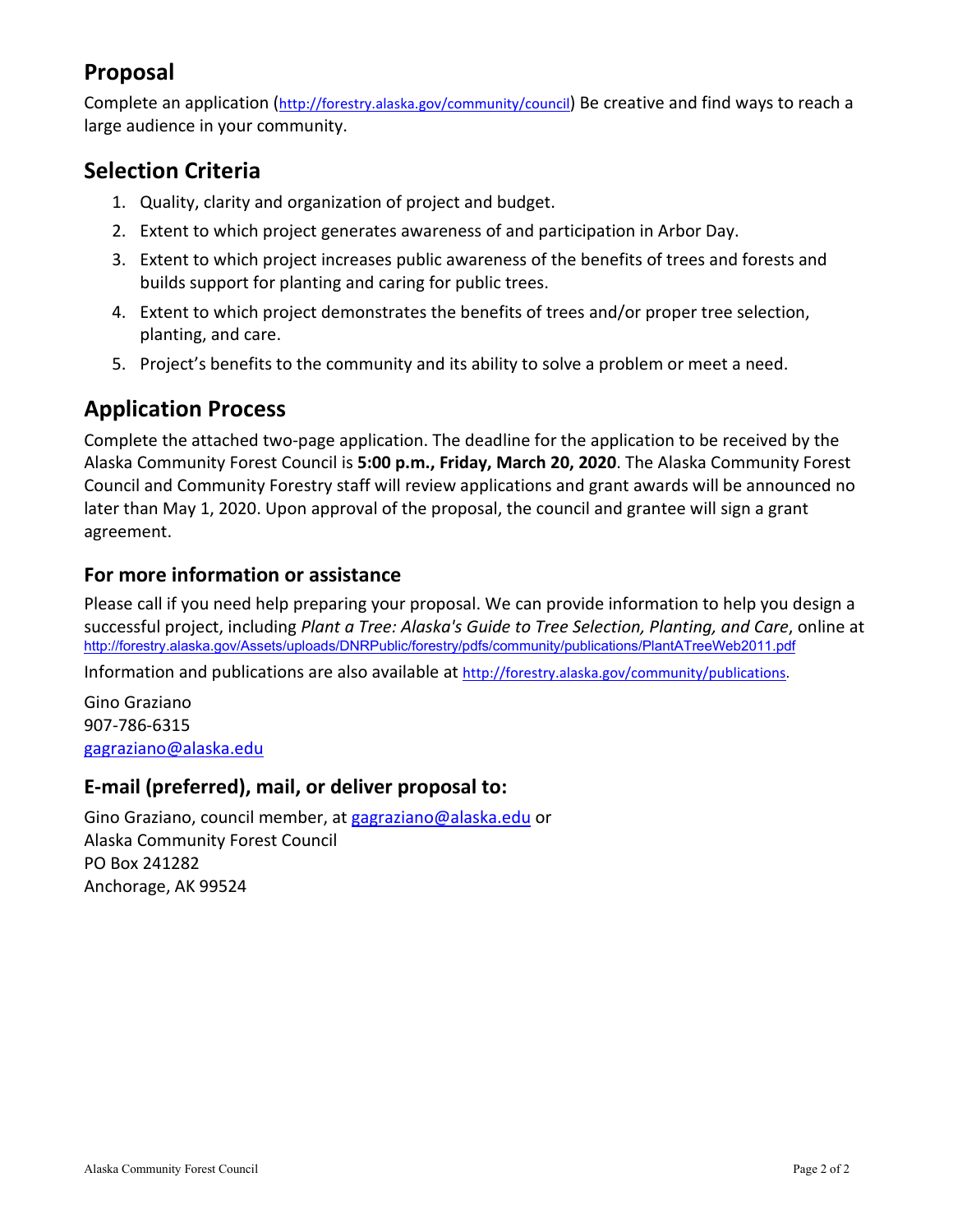## Proposal

Complete an application (http://forestry.alaska.gov/community/council) Be creative and find ways to reach a large audience in your community.

## Selection Criteria

1. Quality, clarity and organization of project and budget.
2. Extent to which project generates awareness of and participation in Arbor Day.
3. Extent to which project increases public awareness of the benefits of trees and forests and builds support for planting and caring for public trees.
4. Extent to which project demonstrates the benefits of trees and/or proper tree selection, planting, and care.
5. Project's benefits to the community and its ability to solve a problem or meet a need.

## Application Process

Complete the attached two-page application. The deadline for the application to be received by the Alaska Community Forest Council is **5:00 p.m., Friday, March 20, 2020**. The Alaska Community Forest Council and Community Forestry staff will review applications and grant awards will be announced no later than May 1, 2020. Upon approval of the proposal, the council and grantee will sign a grant agreement.

### For more information or assistance

Please call if you need help preparing your proposal. We can provide information to help you design a successful project, including *Plant a Tree: Alaska's Guide to Tree Selection, Planting, and Care*, online at http://forestry.alaska.gov/Assets/uploads/DNRPublic/forestry/pdfs/community/publications/PlantATreeWeb2011.pdf

Information and publications are also available at http://forestry.alaska.gov/community/publications.

Gino Graziano
907-786-6315
gagraziano@alaska.edu

### E-mail (preferred), mail, or deliver proposal to:

Gino Graziano, council member, at gagraziano@alaska.edu or
Alaska Community Forest Council
PO Box 241282
Anchorage, AK 99524